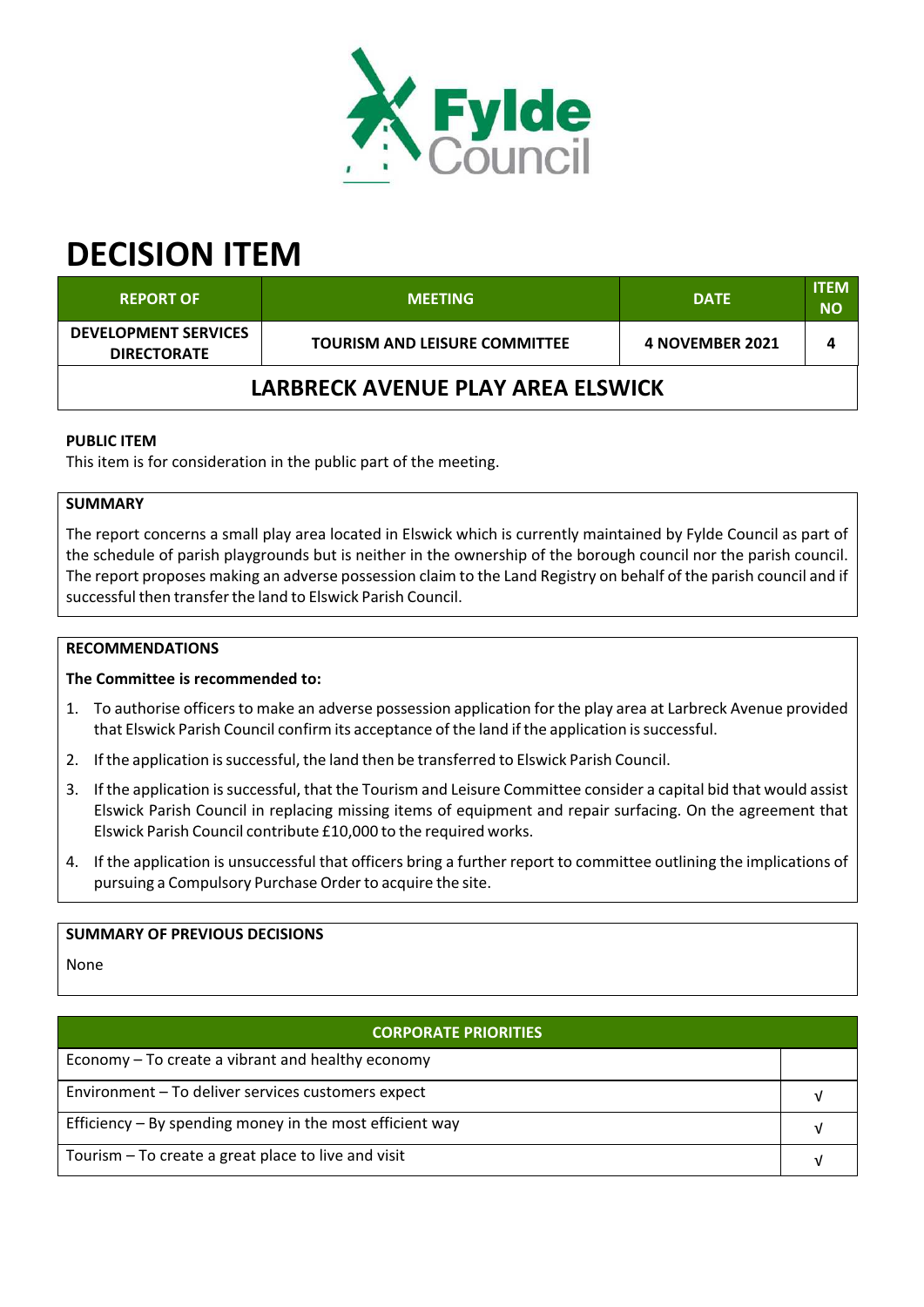# DECISION ITEM

| REPORT OF | MEETING | DATE | ITEM NO |
|---|---|---|---|
| DEVELOPMENT SERVICES DIRECTORATE | TOURISM AND LEISURE COMMITTEE | 4 NOVEMBER 2021 | 4 |

## LARBRECK AVENUE PLAY AREA ELSWICK

**PUBLIC ITEM**

This item is for consideration in the public part of the meeting.

**SUMMARY**

The report concerns a small play area located in Elswick which is currently maintained by Fylde Council as part of the schedule of parish playgrounds but is neither in the ownership of the borough council nor the parish council. The report proposes making an adverse possession claim to the Land Registry on behalf of the parish council and if successful then transfer the land to Elswick Parish Council.

**RECOMMENDATIONS**

**The Committee is recommended to:**

1. To authorise officers to make an adverse possession application for the play area at Larbreck Avenue provided that Elswick Parish Council confirm its acceptance of the land if the application is successful.
2. If the application is successful, the land then be transferred to Elswick Parish Council.
3. If the application is successful, that the Tourism and Leisure Committee consider a capital bid that would assist Elswick Parish Council in replacing missing items of equipment and repair surfacing. On the agreement that Elswick Parish Council contribute £10,000 to the required works.
4. If the application is unsuccessful that officers bring a further report to committee outlining the implications of pursuing a Compulsory Purchase Order to acquire the site.

**SUMMARY OF PREVIOUS DECISIONS**

None

| CORPORATE PRIORITIES | |
|---|---|
| Economy – To create a vibrant and healthy economy | |
| Environment – To deliver services customers expect | √ |
| Efficiency – By spending money in the most efficient way | √ |
| Tourism – To create a great place to live and visit | √ |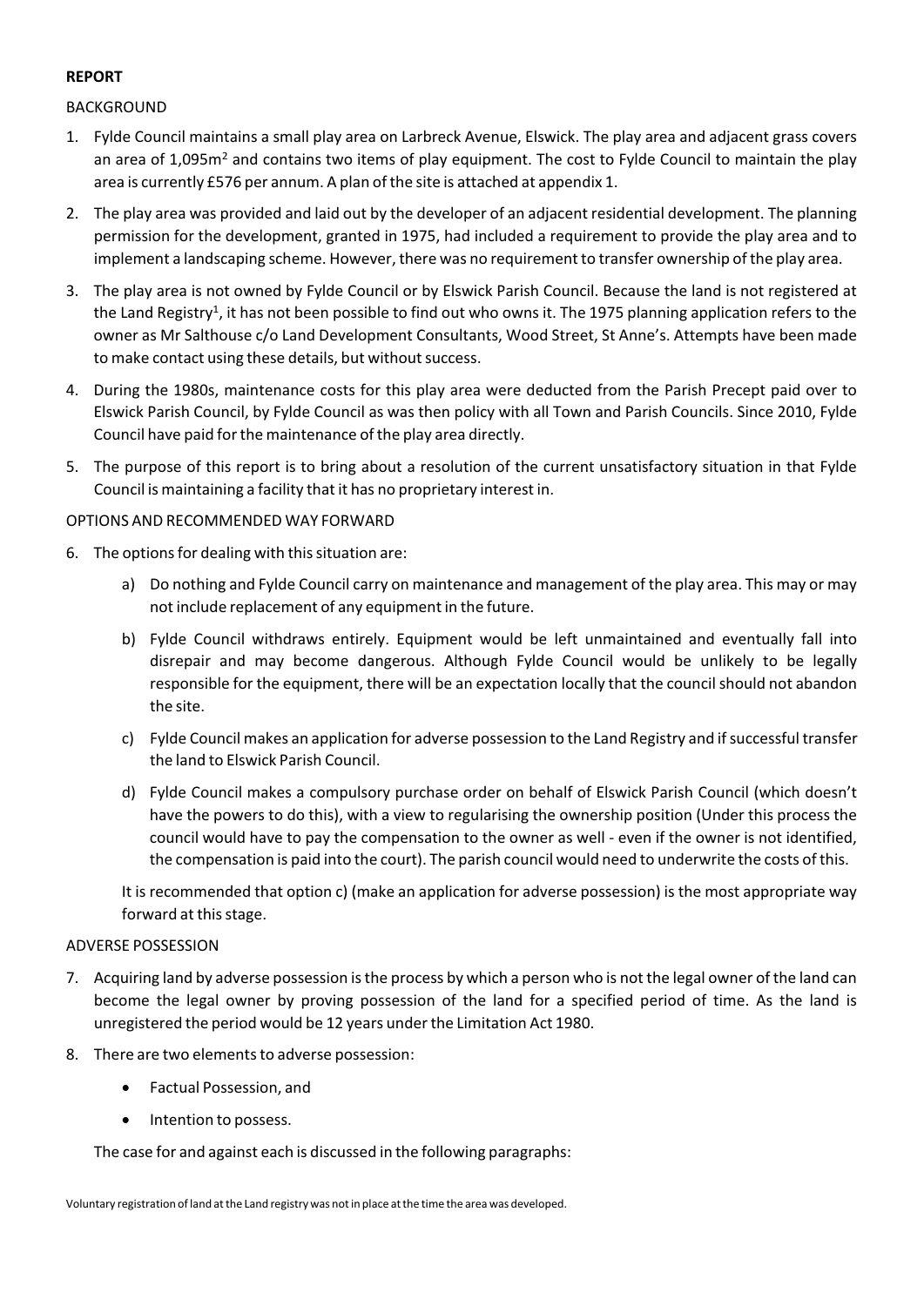**REPORT**

BACKGROUND

1. Fylde Council maintains a small play area on Larbreck Avenue, Elswick. The play area and adjacent grass covers an area of 1,095m$^2$ and contains two items of play equipment. The cost to Fylde Council to maintain the play area is currently £576 per annum. A plan of the site is attached at appendix 1.
2. The play area was provided and laid out by the developer of an adjacent residential development. The planning permission for the development, granted in 1975, had included a requirement to provide the play area and to implement a landscaping scheme. However, there was no requirement to transfer ownership of the play area.
3. The play area is not owned by Fylde Council or by Elswick Parish Council. Because the land is not registered at the Land Registry[1], it has not been possible to find out who owns it. The 1975 planning application refers to the owner as Mr Salthouse c/o Land Development Consultants, Wood Street, St Anne's. Attempts have been made to make contact using these details, but without success.
4. During the 1980s, maintenance costs for this play area were deducted from the Parish Precept paid over to Elswick Parish Council, by Fylde Council as was then policy with all Town and Parish Councils. Since 2010, Fylde Council have paid for the maintenance of the play area directly.
5. The purpose of this report is to bring about a resolution of the current unsatisfactory situation in that Fylde Council is maintaining a facility that it has no proprietary interest in.

OPTIONS AND RECOMMENDED WAY FORWARD

6. The options for dealing with this situation are:
   a) Do nothing and Fylde Council carry on maintenance and management of the play area. This may or may not include replacement of any equipment in the future.
   b) Fylde Council withdraws entirely. Equipment would be left unmaintained and eventually fall into disrepair and may become dangerous. Although Fylde Council would be unlikely to be legally responsible for the equipment, there will be an expectation locally that the council should not abandon the site.
   c) Fylde Council makes an application for adverse possession to the Land Registry and if successful transfer the land to Elswick Parish Council.
   d) Fylde Council makes a compulsory purchase order on behalf of Elswick Parish Council (which doesn't have the powers to do this), with a view to regularising the ownership position (Under this process the council would have to pay the compensation to the owner as well - even if the owner is not identified, the compensation is paid into the court). The parish council would need to underwrite the costs of this.

   It is recommended that option c) (make an application for adverse possession) is the most appropriate way forward at this stage.

ADVERSE POSSESSION

7. Acquiring land by adverse possession is the process by which a person who is not the legal owner of the land can become the legal owner by proving possession of the land for a specified period of time. As the land is unregistered the period would be 12 years under the Limitation Act 1980.
8. There are two elements to adverse possession:
   - Factual Possession, and
   - Intention to possess.

   The case for and against each is discussed in the following paragraphs:

[1] Voluntary registration of land at the Land registry was not in place at the time the area was developed.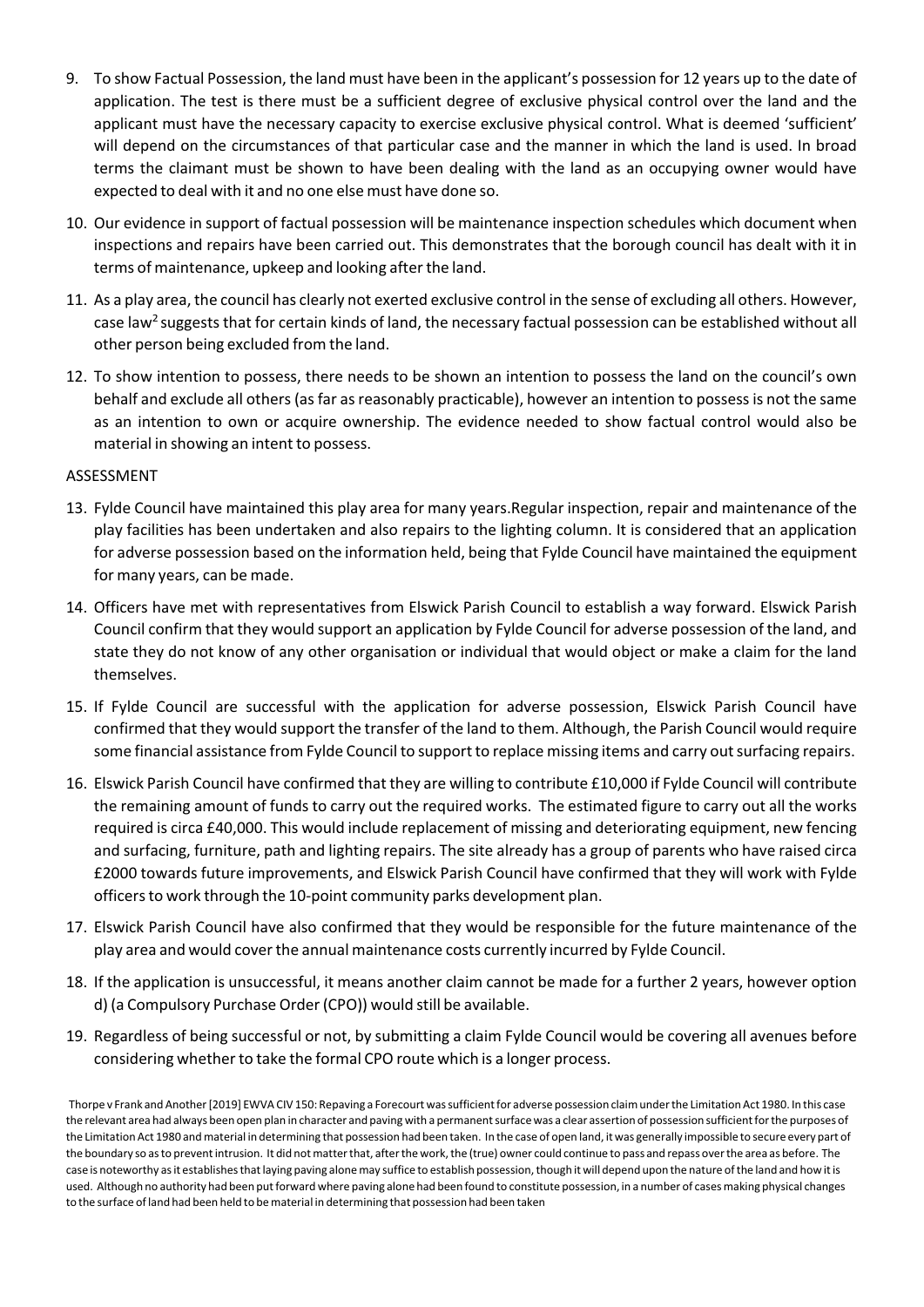9. To show Factual Possession, the land must have been in the applicant's possession for 12 years up to the date of application. The test is there must be a sufficient degree of exclusive physical control over the land and the applicant must have the necessary capacity to exercise exclusive physical control. What is deemed 'sufficient' will depend on the circumstances of that particular case and the manner in which the land is used. In broad terms the claimant must be shown to have been dealing with the land as an occupying owner would have expected to deal with it and no one else must have done so.

10. Our evidence in support of factual possession will be maintenance inspection schedules which document when inspections and repairs have been carried out. This demonstrates that the borough council has dealt with it in terms of maintenance, upkeep and looking after the land.

11. As a play area, the council has clearly not exerted exclusive control in the sense of excluding all others. However, case law[2] suggests that for certain kinds of land, the necessary factual possession can be established without all other person being excluded from the land.

12. To show intention to possess, there needs to be shown an intention to possess the land on the council's own behalf and exclude all others (as far as reasonably practicable), however an intention to possess is not the same as an intention to own or acquire ownership. The evidence needed to show factual control would also be material in showing an intent to possess.

ASSESSMENT

13. Fylde Council have maintained this play area for many years.Regular inspection, repair and maintenance of the play facilities has been undertaken and also repairs to the lighting column. It is considered that an application for adverse possession based on the information held, being that Fylde Council have maintained the equipment for many years, can be made.

14. Officers have met with representatives from Elswick Parish Council to establish a way forward. Elswick Parish Council confirm that they would support an application by Fylde Council for adverse possession of the land, and state they do not know of any other organisation or individual that would object or make a claim for the land themselves.

15. If Fylde Council are successful with the application for adverse possession, Elswick Parish Council have confirmed that they would support the transfer of the land to them. Although, the Parish Council would require some financial assistance from Fylde Council to support to replace missing items and carry out surfacing repairs.

16. Elswick Parish Council have confirmed that they are willing to contribute £10,000 if Fylde Council will contribute the remaining amount of funds to carry out the required works. The estimated figure to carry out all the works required is circa £40,000. This would include replacement of missing and deteriorating equipment, new fencing and surfacing, furniture, path and lighting repairs. The site already has a group of parents who have raised circa £2000 towards future improvements, and Elswick Parish Council have confirmed that they will work with Fylde officers to work through the 10-point community parks development plan.

17. Elswick Parish Council have also confirmed that they would be responsible for the future maintenance of the play area and would cover the annual maintenance costs currently incurred by Fylde Council.

18. If the application is unsuccessful, it means another claim cannot be made for a further 2 years, however option d) (a Compulsory Purchase Order (CPO)) would still be available.

19. Regardless of being successful or not, by submitting a claim Fylde Council would be covering all avenues before considering whether to take the formal CPO route which is a longer process.

Thorpe v Frank and Another [2019] EWVA CIV 150: Repaving a Forecourt was sufficient for adverse possession claim under the Limitation Act 1980. In this case the relevant area had always been open plan in character and paving with a permanent surface was a clear assertion of possession sufficient for the purposes of the Limitation Act 1980 and material in determining that possession had been taken. In the case of open land, it was generally impossible to secure every part of the boundary so as to prevent intrusion. It did not matter that, after the work, the (true) owner could continue to pass and repass over the area as before. The case is noteworthy as it establishes that laying paving alone may suffice to establish possession, though it will depend upon the nature of the land and how it is used. Although no authority had been put forward where paving alone had been found to constitute possession, in a number of cases making physical changes to the surface of land had been held to be material in determining that possession had been taken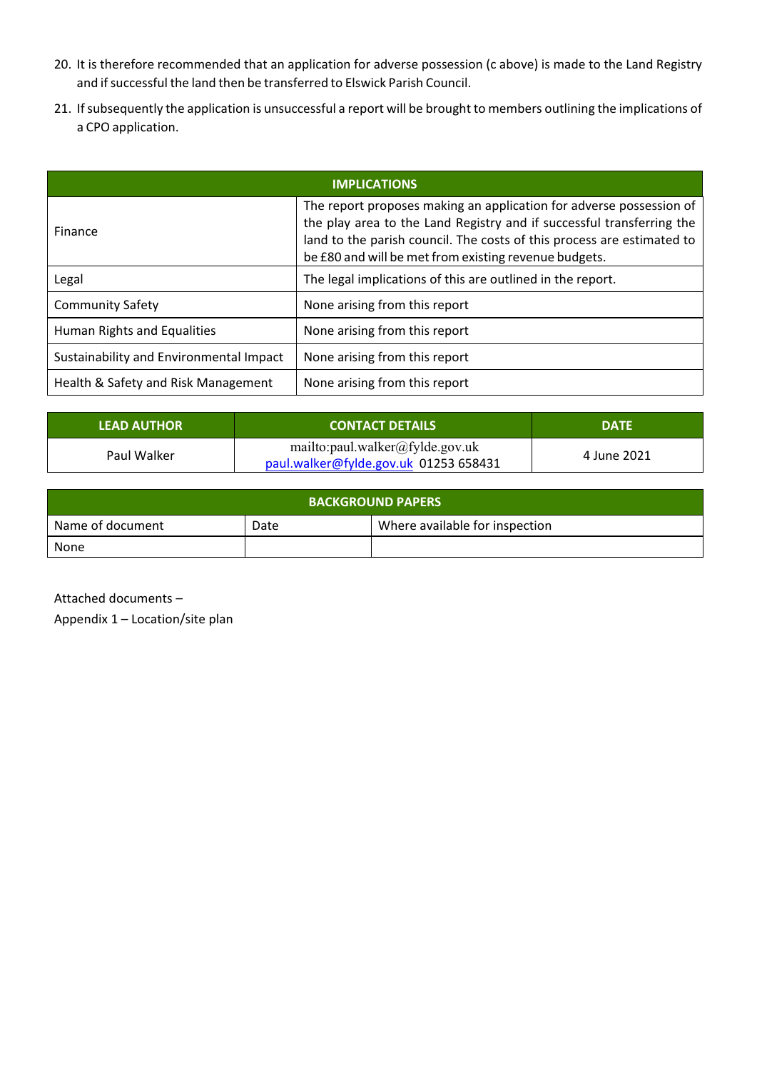20. It is therefore recommended that an application for adverse possession (c above) is made to the Land Registry and if successful the land then be transferred to Elswick Parish Council.
21. If subsequently the application is unsuccessful a report will be brought to members outlining the implications of a CPO application.

| IMPLICATIONS | |
|---|---|
| Finance | The report proposes making an application for adverse possession of the play area to the Land Registry and if successful transferring the land to the parish council. The costs of this process are estimated to be £80 and will be met from existing revenue budgets. |
| Legal | The legal implications of this are outlined in the report. |
| Community Safety | None arising from this report |
| Human Rights and Equalities | None arising from this report |
| Sustainability and Environmental Impact | None arising from this report |
| Health & Safety and Risk Management | None arising from this report |

| LEAD AUTHOR | CONTACT DETAILS | DATE |
|---|---|---|
| Paul Walker | mailto:paul.walker@fylde.gov.uk paul.walker@fylde.gov.uk 01253 658431 | 4 June 2021 |

| BACKGROUND PAPERS | | |
|---|---|---|
| Name of document | Date | Where available for inspection |
| None | | |

Attached documents –

Appendix 1 – Location/site plan